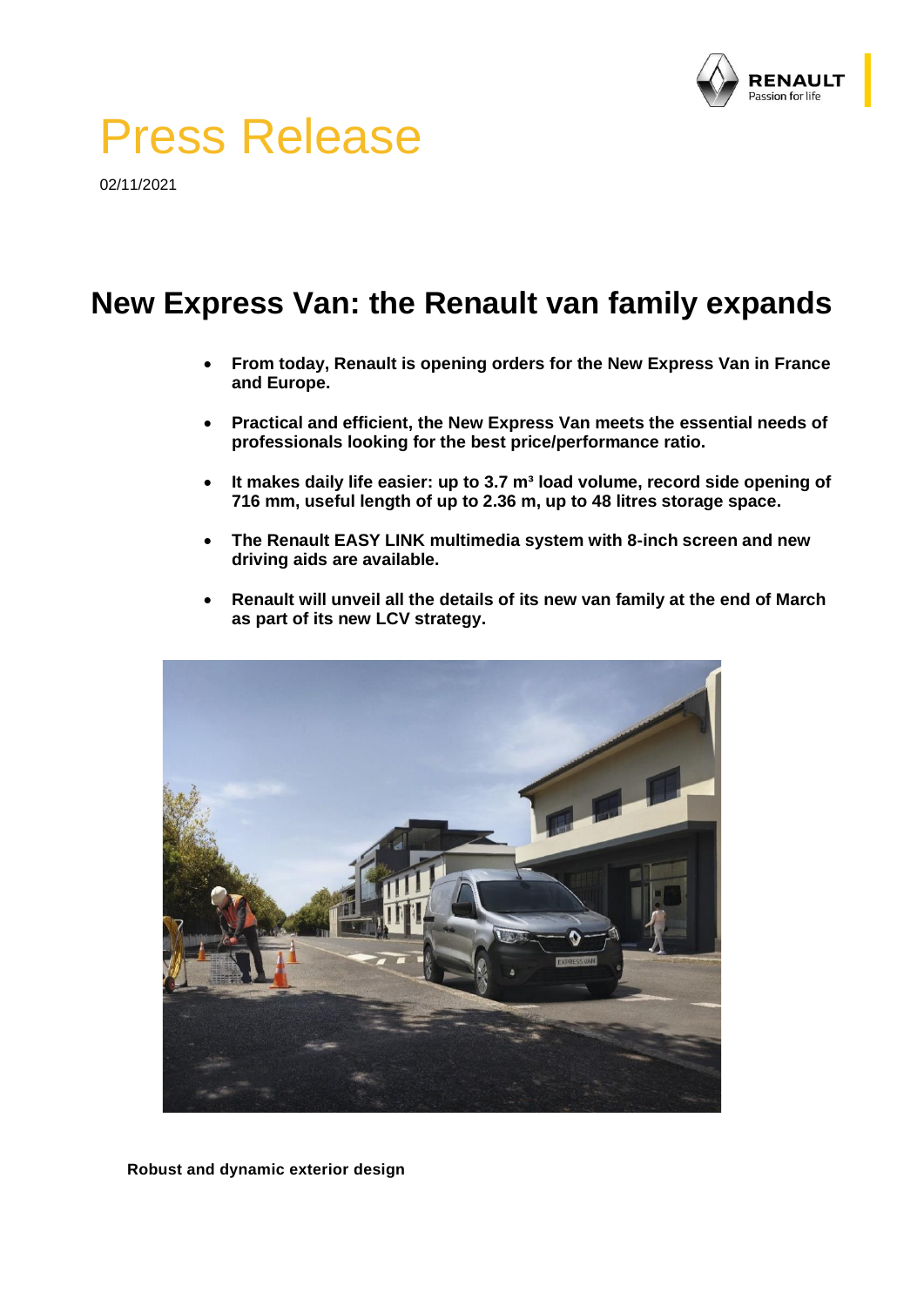# Press Release

02/11/2021

## New Express Van: the Renault van family expands

- **From today, Renault is opening orders for the New Express Van in France and Europe.**
- **Practical and efficient, the New Express Van meets the essential needs of professionals looking for the best price/performance ratio.**
- **It makes daily life easier: up to 3.7 m³ load volume, record side opening of 716 mm, useful length of up to 2.36 m, up to 48 litres storage space.**
- **The Renault EASY LINK multimedia system with 8-inch screen and new driving aids are available.**
- **Renault will unveil all the details of its new van family at the end of March as part of its new LCV strategy.**

**Robust and dynamic exterior design**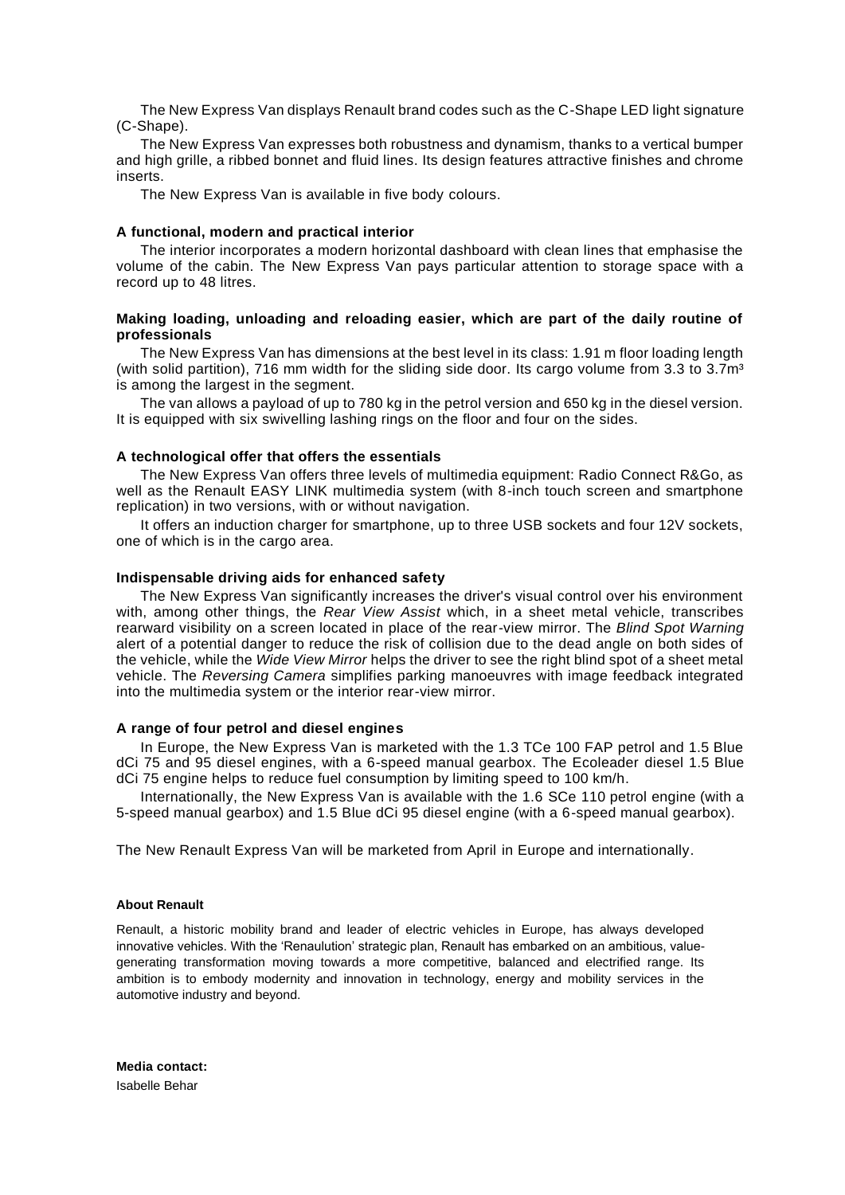The New Express Van displays Renault brand codes such as the C-Shape LED light signature (C-Shape).

The New Express Van expresses both robustness and dynamism, thanks to a vertical bumper and high grille, a ribbed bonnet and fluid lines. Its design features attractive finishes and chrome inserts.

The New Express Van is available in five body colours.

**A functional, modern and practical interior**

The interior incorporates a modern horizontal dashboard with clean lines that emphasise the volume of the cabin. The New Express Van pays particular attention to storage space with a record up to 48 litres.

**Making loading, unloading and reloading easier, which are part of the daily routine of professionals**

The New Express Van has dimensions at the best level in its class: 1.91 m floor loading length (with solid partition), 716 mm width for the sliding side door. Its cargo volume from 3.3 to 3.7m³ is among the largest in the segment.

The van allows a payload of up to 780 kg in the petrol version and 650 kg in the diesel version. It is equipped with six swivelling lashing rings on the floor and four on the sides.

**A technological offer that offers the essentials**

The New Express Van offers three levels of multimedia equipment: Radio Connect R&Go, as well as the Renault EASY LINK multimedia system (with 8-inch touch screen and smartphone replication) in two versions, with or without navigation.

It offers an induction charger for smartphone, up to three USB sockets and four 12V sockets, one of which is in the cargo area.

**Indispensable driving aids for enhanced safety**

The New Express Van significantly increases the driver's visual control over his environment with, among other things, the *Rear View Assist* which, in a sheet metal vehicle, transcribes rearward visibility on a screen located in place of the rear-view mirror. The *Blind Spot Warning* alert of a potential danger to reduce the risk of collision due to the dead angle on both sides of the vehicle, while the *Wide View Mirror* helps the driver to see the right blind spot of a sheet metal vehicle. The *Reversing Camera* simplifies parking manoeuvres with image feedback integrated into the multimedia system or the interior rear-view mirror.

**A range of four petrol and diesel engines**

In Europe, the New Express Van is marketed with the 1.3 TCe 100 FAP petrol and 1.5 Blue dCi 75 and 95 diesel engines, with a 6-speed manual gearbox. The Ecoleader diesel 1.5 Blue dCi 75 engine helps to reduce fuel consumption by limiting speed to 100 km/h.

Internationally, the New Express Van is available with the 1.6 SCe 110 petrol engine (with a 5-speed manual gearbox) and 1.5 Blue dCi 95 diesel engine (with a 6-speed manual gearbox).

The New Renault Express Van will be marketed from April in Europe and internationally.

**About Renault**

Renault, a historic mobility brand and leader of electric vehicles in Europe, has always developed innovative vehicles. With the 'Renaulution' strategic plan, Renault has embarked on an ambitious, value-generating transformation moving towards a more competitive, balanced and electrified range. Its ambition is to embody modernity and innovation in technology, energy and mobility services in the automotive industry and beyond.

**Media contact:**
Isabelle Behar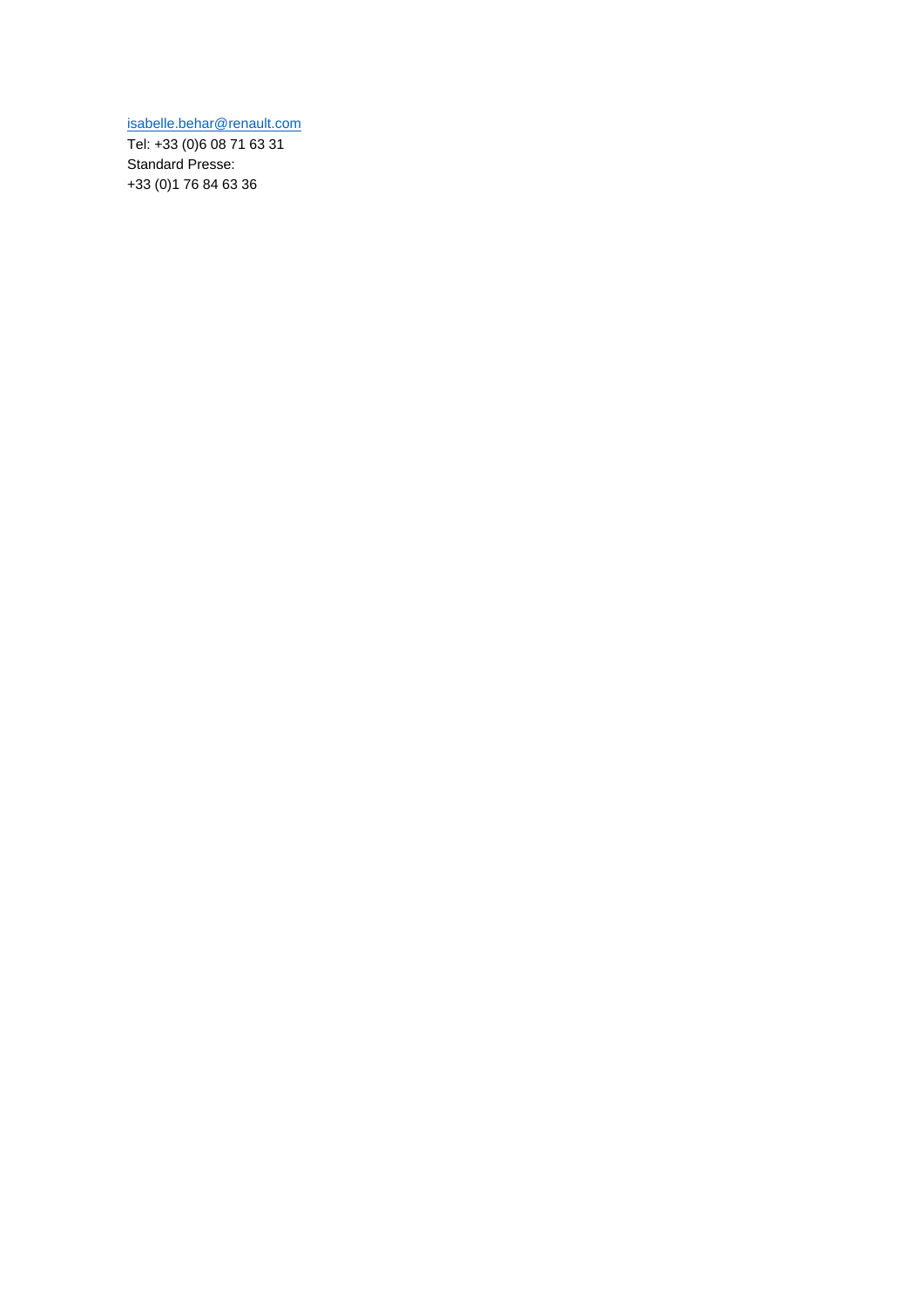isabelle.behar@renault.com
Tel: +33 (0)6 08 71 63 31
Standard Presse:
+33 (0)1 76 84 63 36